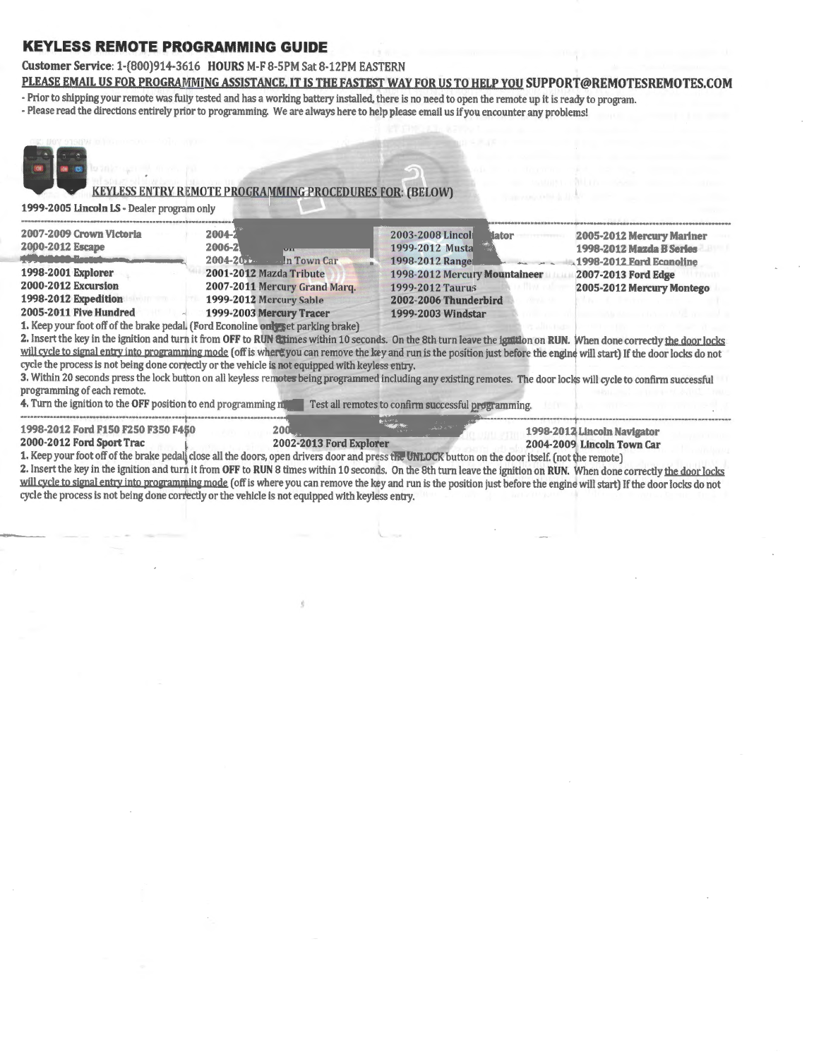## KEYLESS REMOTE PROGRAMMING GUIDE

**Customer Service: 1-(800)914-3616 HOURS M-F 8-5PM Sat 8-12PM EASTERN**

**PLEASE EMAIL US FOR PROGRAMMING ASSISTANCE. IT IS THE FASTEST WAY FOR US TO HELP YOU SUPPORT@REMOTESREMOTES.COM**

- Prior to shipping your remote was fully tested and has a working battery installed, there is no need to open the remote up it is ready to program.
- Please read the directions entirely prior to programming. We are always here to help please email us if you encounter any problems!

### KEYLESS ENTRY REMOTE PROGRAMMING PROCEDURES FOR: (BELOW)

**1999-2005 Lincoln LS** - Dealer program only

| | | | |
|---|---|---|---|
| **2007-2009 Crown Victoria** | **2004-2** | **2003-2008 Lincol ator** | **2005-2012 Mercury Mariner** |
| **2000-2012 Escape** | **2006-2 on** | **1999-2012 Musta** | **1998-2012 Mazda B Series** |
| **1998-2003 Escort** | **2004-201 ln Town Car** | **1998-2012 Range** | **1998-2012 Ford Econoline** |
| **1998-2001 Explorer** | **2001-2012 Mazda Tribute** | **1998-2012 Mercury Mountaineer** | **2007-2013 Ford Edge** |
| **2000-2012 Excursion** | **2007-2011 Mercury Grand Marq.** | **1999-2012 Taurus** | **2005-2012 Mercury Montego** |
| **1998-2012 Expedition** | **1999-2012 Mercury Sable** | **2002-2006 Thunderbird** | |
| **2005-2011 Five Hundred** | **1999-2003 Mercury Tracer** | **1999-2003 Windstar** | |

1. Keep your foot off of the brake pedal. (Ford Econoline only set parking brake)
2. Insert the key in the ignition and turn it from **OFF** to **RUN** 8 times within 10 seconds. On the 8th turn leave the ignition on **RUN**. When done correctly the door locks will cycle to signal entry into programming mode (off is where you can remove the key and run is the position just before the engine will start) If the door locks do not cycle the process is not being done correctly or the vehicle is not equipped with keyless entry.
3. Within 20 seconds press the lock button on all keyless remotes being programmed including any existing remotes. The door locks will cycle to confirm successful programming of each remote.
4. Turn the ignition to the **OFF** position to end programming m Test all remotes to confirm successful programming.

| | | |
|---|---|---|
| **1998-2012 Ford F150 F250 F350 F450** | **200** | **1998-2012 Lincoln Navigator** |
| **2000-2012 Ford Sport Trac** | **2002-2013 Ford Explorer** | **2004-2009 Lincoln Town Car** |

1. Keep your foot off of the brake pedal, close all the doors, open drivers door and press the **UNLOCK** button on the door itself. (not the remote)
2. Insert the key in the ignition and turn it from **OFF** to **RUN** 8 times within 10 seconds. On the 8th turn leave the ignition on **RUN**. When done correctly the door locks will cycle to signal entry into programming mode (off is where you can remove the key and run is the position just before the engine will start) If the door locks do not cycle the process is not being done correctly or the vehicle is not equipped with keyless entry.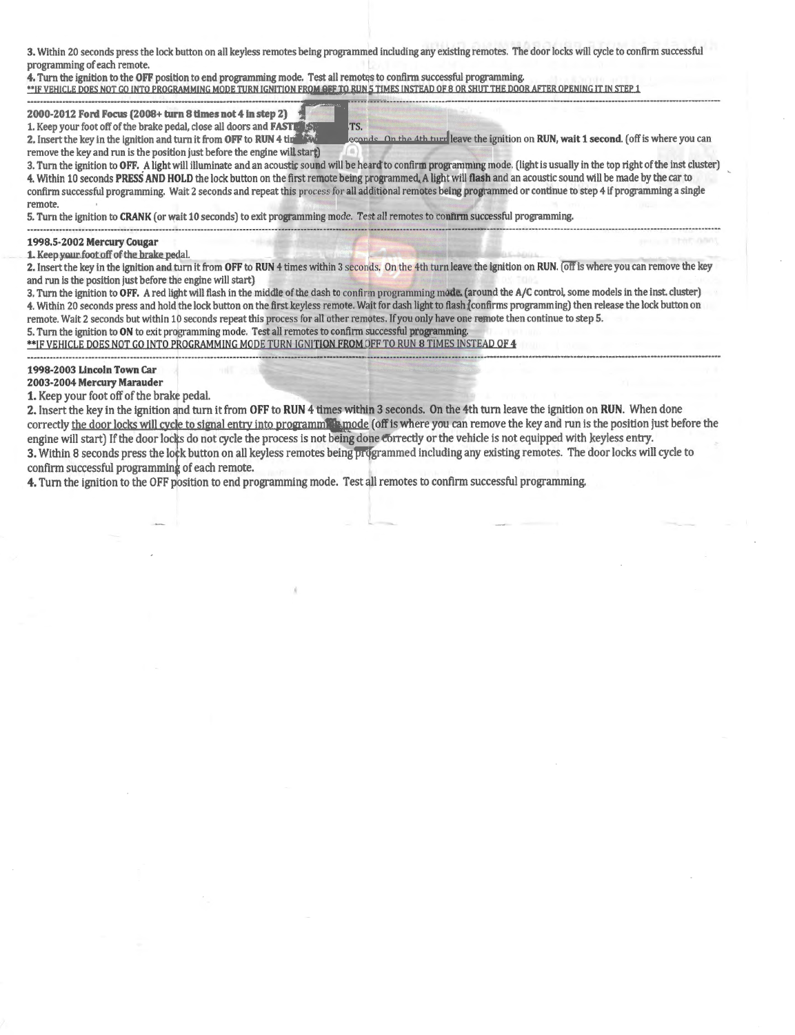**3.** Within 20 seconds press the lock button on all keyless remotes being programmed including any existing remotes. The door locks will cycle to confirm successful programming of each remote.

**4.** Turn the ignition to the **OFF** position to end programming mode. Test all remotes to confirm successful programming.

**IF VEHICLE DOES NOT GO INTO PROGRAMMING MODE TURN IGNITION FROM OFF TO RUN 5 TIMES INSTEAD OF 8 OR SHUT THE DOOR AFTER OPENING IT IN STEP 1

---

**2000-2012 Ford Focus (2008+ turn 8 times not 4 in step 2)**

1. Keep your foot off of the brake pedal, close all doors and **FAST... ...TS.**
2. Insert the key in the ignition and turn it from **OFF** to **RUN** 4 ti... ...econds. On the 4th turn leave the ignition on **RUN, wait 1 second**. (off is where you can remove the key and run is the position just before the engine will start)
3. Turn the ignition to **OFF**. A light will illuminate and an acoustic sound will be heard to confirm programming mode. (light is usually in the top right of the inst cluster)
4. Within 10 seconds **PRESS AND HOLD** the lock button on the first remote being programmed. A light will **flash** and an acoustic sound will be made by the car to confirm successful programming. Wait 2 seconds and repeat this process for all additional remotes being programmed or continue to step 4 if programming a single remote.
5. Turn the ignition to **CRANK** (or wait 10 seconds) to exit programming mode. Test all remotes to confirm successful programming.

---

**1998.5-2002 Mercury Cougar**

1. Keep your foot off of the brake pedal.
2. Insert the key in the ignition and turn it from **OFF** to **RUN** 4 times within 3 seconds. On the 4th turn leave the ignition on **RUN**. (off is where you can remove the key and run is the position just before the engine will start)
3. Turn the ignition to **OFF**. A red light will flash in the middle of the dash to confirm programming mode. (around the A/C control, some models in the inst. cluster)
4. Within 20 seconds press and hold the lock button on the first keyless remote. Wait for dash light to flash (confirms programming) then release the lock button on remote. Wait 2 seconds but within 10 seconds repeat this process for all other remotes. If you only have one remote then continue to step 5.
5. Turn the ignition to **ON** to exit programming mode. Test all remotes to confirm successful programming.

**IF VEHICLE DOES NOT GO INTO PROGRAMMING MODE TURN IGNITION FROM OFF TO RUN 8 TIMES INSTEAD OF 4

---

**1998-2003 Lincoln Town Car**
**2003-2004 Mercury Marauder**

**1.** Keep your foot off of the brake pedal.

**2.** Insert the key in the ignition and turn it from **OFF** to **RUN** 4 times within 3 seconds. On the 4th turn leave the ignition on **RUN**. When done correctly the door locks will cycle to signal entry into programming mode (off is where you can remove the key and run is the position just before the engine will start) If the door locks do not cycle the process is not being done correctly or the vehicle is not equipped with keyless entry.

**3.** Within 8 seconds press the lock button on all keyless remotes being programmed including any existing remotes. The door locks will cycle to confirm successful programming of each remote.

**4.** Turn the ignition to the OFF position to end programming mode. Test all remotes to confirm successful programming.